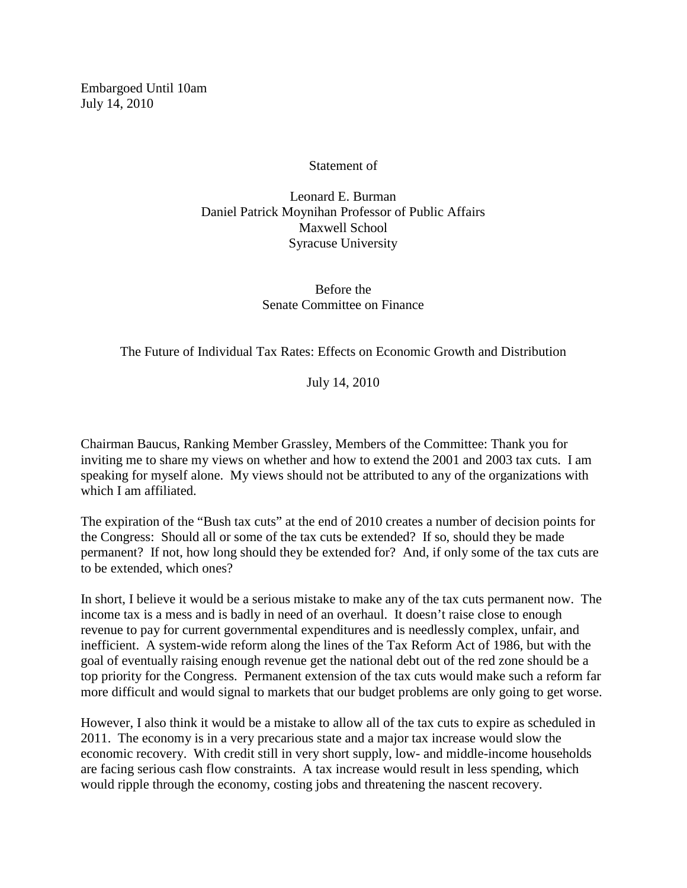Embargoed Until 10am
July 14, 2010

Statement of

Leonard E. Burman
Daniel Patrick Moynihan Professor of Public Affairs
Maxwell School
Syracuse University

Before the
Senate Committee on Finance

The Future of Individual Tax Rates: Effects on Economic Growth and Distribution

July 14, 2010

Chairman Baucus, Ranking Member Grassley, Members of the Committee: Thank you for inviting me to share my views on whether and how to extend the 2001 and 2003 tax cuts. I am speaking for myself alone. My views should not be attributed to any of the organizations with which I am affiliated.

The expiration of the "Bush tax cuts" at the end of 2010 creates a number of decision points for the Congress: Should all or some of the tax cuts be extended? If so, should they be made permanent? If not, how long should they be extended for? And, if only some of the tax cuts are to be extended, which ones?

In short, I believe it would be a serious mistake to make any of the tax cuts permanent now. The income tax is a mess and is badly in need of an overhaul. It doesn't raise close to enough revenue to pay for current governmental expenditures and is needlessly complex, unfair, and inefficient. A system-wide reform along the lines of the Tax Reform Act of 1986, but with the goal of eventually raising enough revenue get the national debt out of the red zone should be a top priority for the Congress. Permanent extension of the tax cuts would make such a reform far more difficult and would signal to markets that our budget problems are only going to get worse.

However, I also think it would be a mistake to allow all of the tax cuts to expire as scheduled in 2011. The economy is in a very precarious state and a major tax increase would slow the economic recovery. With credit still in very short supply, low- and middle-income households are facing serious cash flow constraints. A tax increase would result in less spending, which would ripple through the economy, costing jobs and threatening the nascent recovery.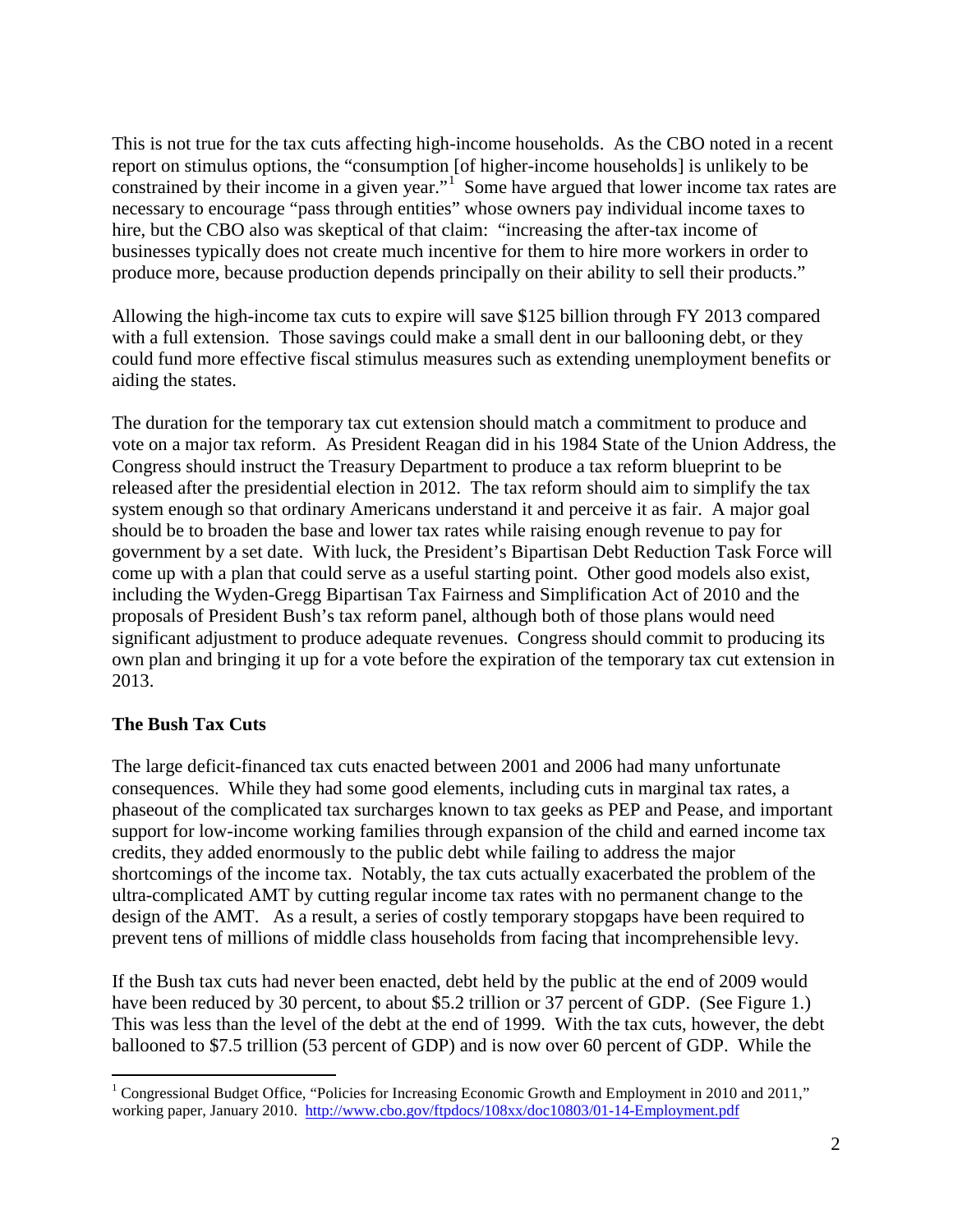This is not true for the tax cuts affecting high-income households. As the CBO noted in a recent report on stimulus options, the "consumption [of higher-income households] is unlikely to be constrained by their income in a given year."[1] Some have argued that lower income tax rates are necessary to encourage "pass through entities" whose owners pay individual income taxes to hire, but the CBO also was skeptical of that claim: "increasing the after-tax income of businesses typically does not create much incentive for them to hire more workers in order to produce more, because production depends principally on their ability to sell their products."

Allowing the high-income tax cuts to expire will save $125 billion through FY 2013 compared with a full extension. Those savings could make a small dent in our ballooning debt, or they could fund more effective fiscal stimulus measures such as extending unemployment benefits or aiding the states.

The duration for the temporary tax cut extension should match a commitment to produce and vote on a major tax reform. As President Reagan did in his 1984 State of the Union Address, the Congress should instruct the Treasury Department to produce a tax reform blueprint to be released after the presidential election in 2012. The tax reform should aim to simplify the tax system enough so that ordinary Americans understand it and perceive it as fair. A major goal should be to broaden the base and lower tax rates while raising enough revenue to pay for government by a set date. With luck, the President's Bipartisan Debt Reduction Task Force will come up with a plan that could serve as a useful starting point. Other good models also exist, including the Wyden-Gregg Bipartisan Tax Fairness and Simplification Act of 2010 and the proposals of President Bush's tax reform panel, although both of those plans would need significant adjustment to produce adequate revenues. Congress should commit to producing its own plan and bringing it up for a vote before the expiration of the temporary tax cut extension in 2013.

**The Bush Tax Cuts**

The large deficit-financed tax cuts enacted between 2001 and 2006 had many unfortunate consequences. While they had some good elements, including cuts in marginal tax rates, a phaseout of the complicated tax surcharges known to tax geeks as PEP and Pease, and important support for low-income working families through expansion of the child and earned income tax credits, they added enormously to the public debt while failing to address the major shortcomings of the income tax. Notably, the tax cuts actually exacerbated the problem of the ultra-complicated AMT by cutting regular income tax rates with no permanent change to the design of the AMT. As a result, a series of costly temporary stopgaps have been required to prevent tens of millions of middle class households from facing that incomprehensible levy.

If the Bush tax cuts had never been enacted, debt held by the public at the end of 2009 would have been reduced by 30 percent, to about $5.2 trillion or 37 percent of GDP. (See Figure 1.) This was less than the level of the debt at the end of 1999. With the tax cuts, however, the debt ballooned to $7.5 trillion (53 percent of GDP) and is now over 60 percent of GDP. While the

---

[1] Congressional Budget Office, "Policies for Increasing Economic Growth and Employment in 2010 and 2011," working paper, January 2010. http://www.cbo.gov/ftpdocs/108xx/doc10803/01-14-Employment.pdf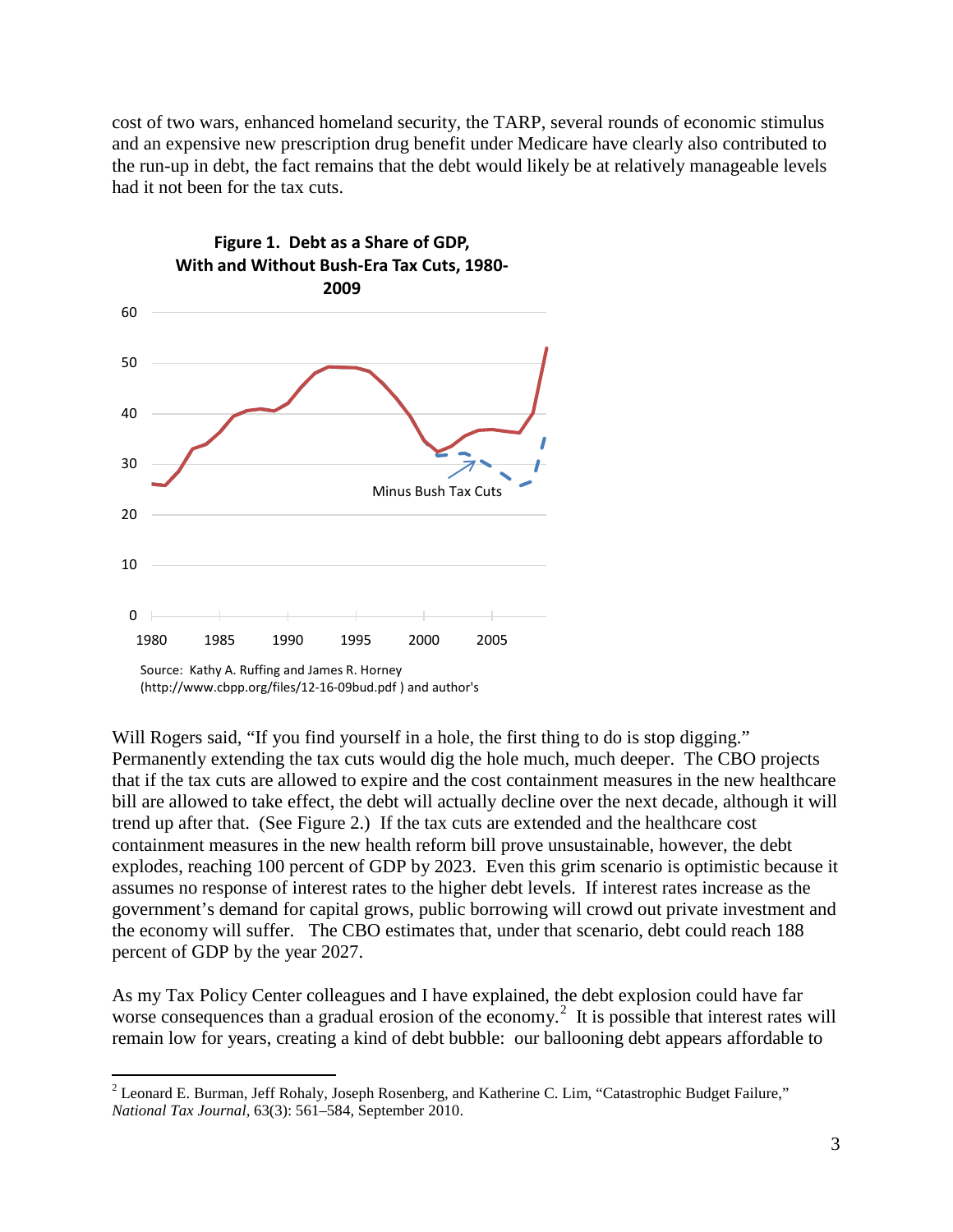cost of two wars, enhanced homeland security, the TARP, several rounds of economic stimulus and an expensive new prescription drug benefit under Medicare have clearly also contributed to the run-up in debt, the fact remains that the debt would likely be at relatively manageable levels had it not been for the tax cuts.

**Figure 1. Debt as a Share of GDP, With and Without Bush-Era Tax Cuts, 1980-2009**

Source: Kathy A. Ruffing and James R. Horney (http://www.cbpp.org/files/12-16-09bud.pdf ) and author's

Will Rogers said, "If you find yourself in a hole, the first thing to do is stop digging." Permanently extending the tax cuts would dig the hole much, much deeper. The CBO projects that if the tax cuts are allowed to expire and the cost containment measures in the new healthcare bill are allowed to take effect, the debt will actually decline over the next decade, although it will trend up after that. (See Figure 2.) If the tax cuts are extended and the healthcare cost containment measures in the new health reform bill prove unsustainable, however, the debt explodes, reaching 100 percent of GDP by 2023. Even this grim scenario is optimistic because it assumes no response of interest rates to the higher debt levels. If interest rates increase as the government's demand for capital grows, public borrowing will crowd out private investment and the economy will suffer. The CBO estimates that, under that scenario, debt could reach 188 percent of GDP by the year 2027.

As my Tax Policy Center colleagues and I have explained, the debt explosion could have far worse consequences than a gradual erosion of the economy.[2] It is possible that interest rates will remain low for years, creating a kind of debt bubble: our ballooning debt appears affordable to

[2] Leonard E. Burman, Jeff Rohaly, Joseph Rosenberg, and Katherine C. Lim, "Catastrophic Budget Failure," *National Tax Journal*, 63(3): 561–584, September 2010.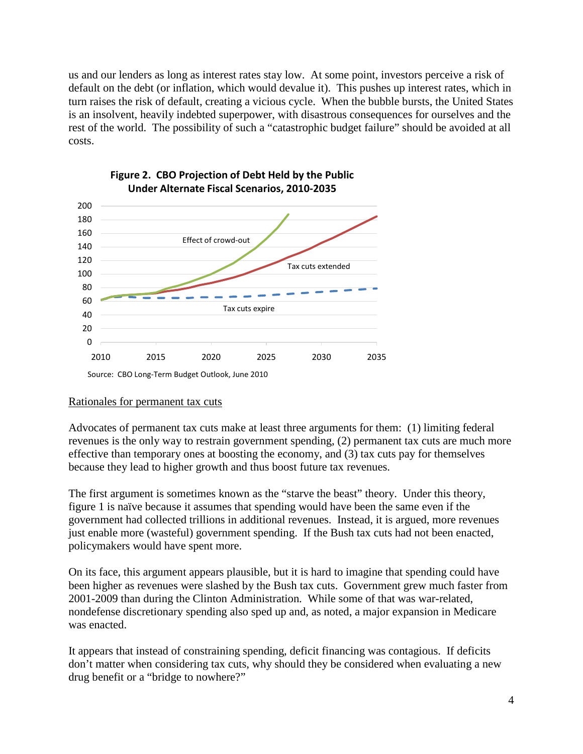us and our lenders as long as interest rates stay low. At some point, investors perceive a risk of default on the debt (or inflation, which would devalue it). This pushes up interest rates, which in turn raises the risk of default, creating a vicious cycle. When the bubble bursts, the United States is an insolvent, heavily indebted superpower, with disastrous consequences for ourselves and the rest of the world. The possibility of such a "catastrophic budget failure" should be avoided at all costs.

**Figure 2. CBO Projection of Debt Held by the Public Under Alternate Fiscal Scenarios, 2010-2035**

Source: CBO Long-Term Budget Outlook, June 2010

Rationales for permanent tax cuts

Advocates of permanent tax cuts make at least three arguments for them: (1) limiting federal revenues is the only way to restrain government spending, (2) permanent tax cuts are much more effective than temporary ones at boosting the economy, and (3) tax cuts pay for themselves because they lead to higher growth and thus boost future tax revenues.

The first argument is sometimes known as the "starve the beast" theory. Under this theory, figure 1 is naïve because it assumes that spending would have been the same even if the government had collected trillions in additional revenues. Instead, it is argued, more revenues just enable more (wasteful) government spending. If the Bush tax cuts had not been enacted, policymakers would have spent more.

On its face, this argument appears plausible, but it is hard to imagine that spending could have been higher as revenues were slashed by the Bush tax cuts. Government grew much faster from 2001-2009 than during the Clinton Administration. While some of that was war-related, nondefense discretionary spending also sped up and, as noted, a major expansion in Medicare was enacted.

It appears that instead of constraining spending, deficit financing was contagious. If deficits don't matter when considering tax cuts, why should they be considered when evaluating a new drug benefit or a "bridge to nowhere?"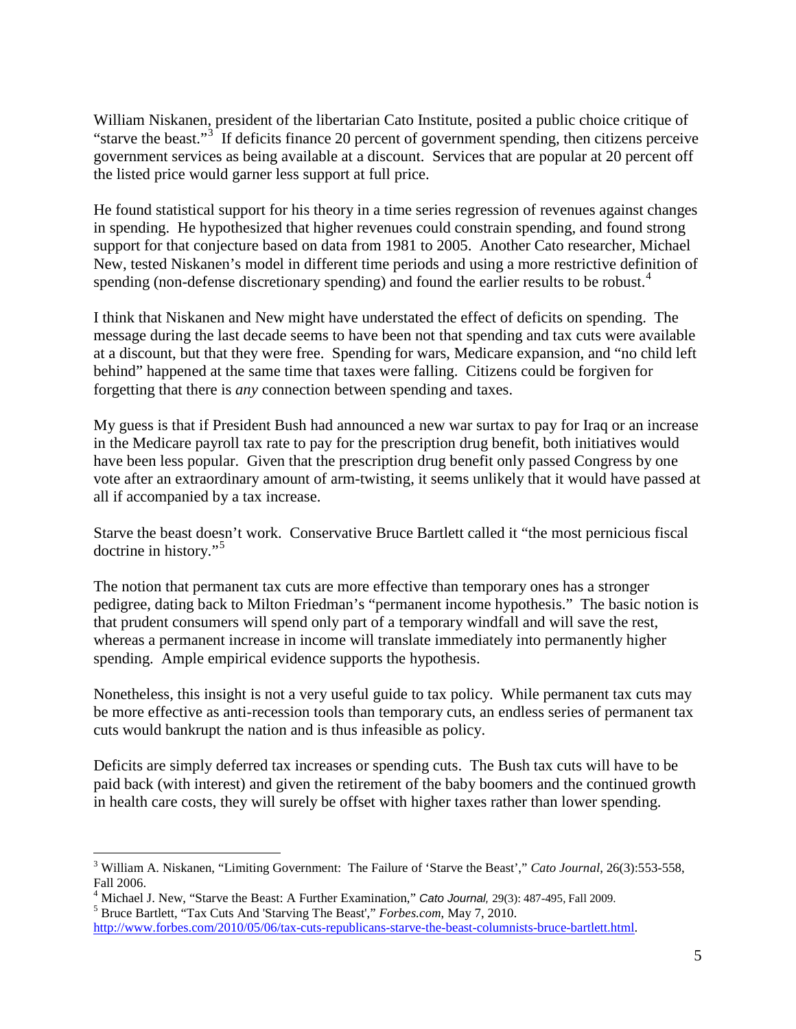William Niskanen, president of the libertarian Cato Institute, posited a public choice critique of "starve the beast."[3] If deficits finance 20 percent of government spending, then citizens perceive government services as being available at a discount. Services that are popular at 20 percent off the listed price would garner less support at full price.

He found statistical support for his theory in a time series regression of revenues against changes in spending. He hypothesized that higher revenues could constrain spending, and found strong support for that conjecture based on data from 1981 to 2005. Another Cato researcher, Michael New, tested Niskanen's model in different time periods and using a more restrictive definition of spending (non-defense discretionary spending) and found the earlier results to be robust.[4]

I think that Niskanen and New might have understated the effect of deficits on spending. The message during the last decade seems to have been not that spending and tax cuts were available at a discount, but that they were free. Spending for wars, Medicare expansion, and "no child left behind" happened at the same time that taxes were falling. Citizens could be forgiven for forgetting that there is *any* connection between spending and taxes.

My guess is that if President Bush had announced a new war surtax to pay for Iraq or an increase in the Medicare payroll tax rate to pay for the prescription drug benefit, both initiatives would have been less popular. Given that the prescription drug benefit only passed Congress by one vote after an extraordinary amount of arm-twisting, it seems unlikely that it would have passed at all if accompanied by a tax increase.

Starve the beast doesn't work. Conservative Bruce Bartlett called it "the most pernicious fiscal doctrine in history."[5]

The notion that permanent tax cuts are more effective than temporary ones has a stronger pedigree, dating back to Milton Friedman's "permanent income hypothesis." The basic notion is that prudent consumers will spend only part of a temporary windfall and will save the rest, whereas a permanent increase in income will translate immediately into permanently higher spending. Ample empirical evidence supports the hypothesis.

Nonetheless, this insight is not a very useful guide to tax policy. While permanent tax cuts may be more effective as anti-recession tools than temporary cuts, an endless series of permanent tax cuts would bankrupt the nation and is thus infeasible as policy.

Deficits are simply deferred tax increases or spending cuts. The Bush tax cuts will have to be paid back (with interest) and given the retirement of the baby boomers and the continued growth in health care costs, they will surely be offset with higher taxes rather than lower spending.

---

[3] William A. Niskanen, "Limiting Government: The Failure of 'Starve the Beast'," *Cato Journal*, 26(3):553-558, Fall 2006.

[4] Michael J. New, "Starve the Beast: A Further Examination," *Cato Journal,* 29(3): 487-495, Fall 2009.

[5] Bruce Bartlett, "Tax Cuts And 'Starving The Beast'," *Forbes.com*, May 7, 2010. http://www.forbes.com/2010/05/06/tax-cuts-republicans-starve-the-beast-columnists-bruce-bartlett.html.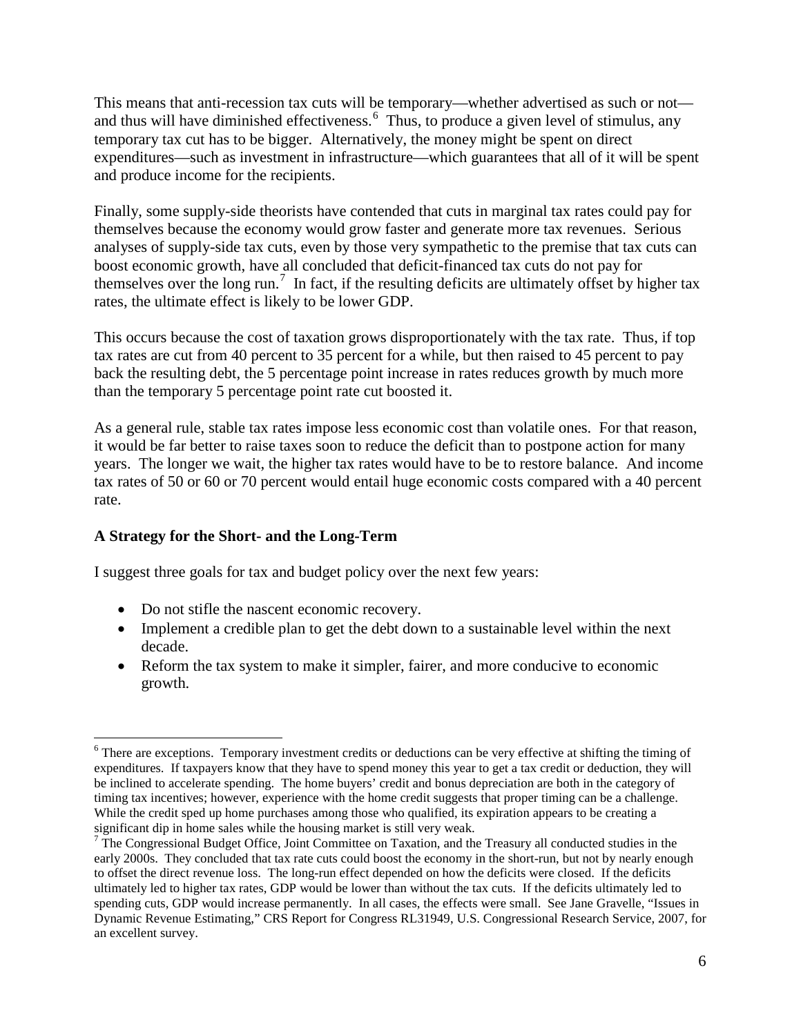This means that anti-recession tax cuts will be temporary—whether advertised as such or not—and thus will have diminished effectiveness.[6] Thus, to produce a given level of stimulus, any temporary tax cut has to be bigger. Alternatively, the money might be spent on direct expenditures—such as investment in infrastructure—which guarantees that all of it will be spent and produce income for the recipients.

Finally, some supply-side theorists have contended that cuts in marginal tax rates could pay for themselves because the economy would grow faster and generate more tax revenues. Serious analyses of supply-side tax cuts, even by those very sympathetic to the premise that tax cuts can boost economic growth, have all concluded that deficit-financed tax cuts do not pay for themselves over the long run.[7] In fact, if the resulting deficits are ultimately offset by higher tax rates, the ultimate effect is likely to be lower GDP.

This occurs because the cost of taxation grows disproportionately with the tax rate. Thus, if top tax rates are cut from 40 percent to 35 percent for a while, but then raised to 45 percent to pay back the resulting debt, the 5 percentage point increase in rates reduces growth by much more than the temporary 5 percentage point rate cut boosted it.

As a general rule, stable tax rates impose less economic cost than volatile ones. For that reason, it would be far better to raise taxes soon to reduce the deficit than to postpone action for many years. The longer we wait, the higher tax rates would have to be to restore balance. And income tax rates of 50 or 60 or 70 percent would entail huge economic costs compared with a 40 percent rate.

### A Strategy for the Short- and the Long-Term

I suggest three goals for tax and budget policy over the next few years:

- Do not stifle the nascent economic recovery.
- Implement a credible plan to get the debt down to a sustainable level within the next decade.
- Reform the tax system to make it simpler, fairer, and more conducive to economic growth.

---

[6] There are exceptions. Temporary investment credits or deductions can be very effective at shifting the timing of expenditures. If taxpayers know that they have to spend money this year to get a tax credit or deduction, they will be inclined to accelerate spending. The home buyers' credit and bonus depreciation are both in the category of timing tax incentives; however, experience with the home credit suggests that proper timing can be a challenge. While the credit sped up home purchases among those who qualified, its expiration appears to be creating a significant dip in home sales while the housing market is still very weak.

[7] The Congressional Budget Office, Joint Committee on Taxation, and the Treasury all conducted studies in the early 2000s. They concluded that tax rate cuts could boost the economy in the short-run, but not by nearly enough to offset the direct revenue loss. The long-run effect depended on how the deficits were closed. If the deficits ultimately led to higher tax rates, GDP would be lower than without the tax cuts. If the deficits ultimately led to spending cuts, GDP would increase permanently. In all cases, the effects were small. See Jane Gravelle, "Issues in Dynamic Revenue Estimating," CRS Report for Congress RL31949, U.S. Congressional Research Service, 2007, for an excellent survey.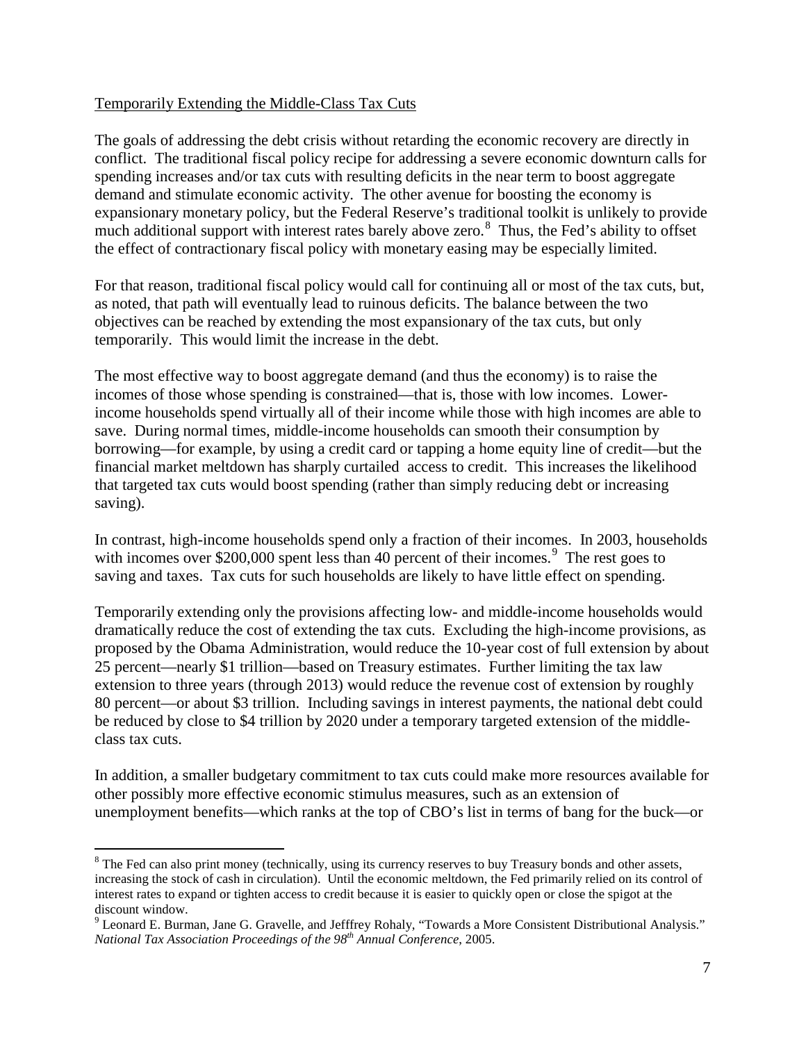Temporarily Extending the Middle-Class Tax Cuts

The goals of addressing the debt crisis without retarding the economic recovery are directly in conflict. The traditional fiscal policy recipe for addressing a severe economic downturn calls for spending increases and/or tax cuts with resulting deficits in the near term to boost aggregate demand and stimulate economic activity. The other avenue for boosting the economy is expansionary monetary policy, but the Federal Reserve's traditional toolkit is unlikely to provide much additional support with interest rates barely above zero.[8] Thus, the Fed's ability to offset the effect of contractionary fiscal policy with monetary easing may be especially limited.

For that reason, traditional fiscal policy would call for continuing all or most of the tax cuts, but, as noted, that path will eventually lead to ruinous deficits. The balance between the two objectives can be reached by extending the most expansionary of the tax cuts, but only temporarily. This would limit the increase in the debt.

The most effective way to boost aggregate demand (and thus the economy) is to raise the incomes of those whose spending is constrained—that is, those with low incomes. Lower-income households spend virtually all of their income while those with high incomes are able to save. During normal times, middle-income households can smooth their consumption by borrowing—for example, by using a credit card or tapping a home equity line of credit—but the financial market meltdown has sharply curtailed access to credit. This increases the likelihood that targeted tax cuts would boost spending (rather than simply reducing debt or increasing saving).

In contrast, high-income households spend only a fraction of their incomes. In 2003, households with incomes over $200,000 spent less than 40 percent of their incomes.[9] The rest goes to saving and taxes. Tax cuts for such households are likely to have little effect on spending.

Temporarily extending only the provisions affecting low- and middle-income households would dramatically reduce the cost of extending the tax cuts. Excluding the high-income provisions, as proposed by the Obama Administration, would reduce the 10-year cost of full extension by about 25 percent—nearly $1 trillion—based on Treasury estimates. Further limiting the tax law extension to three years (through 2013) would reduce the revenue cost of extension by roughly 80 percent—or about $3 trillion. Including savings in interest payments, the national debt could be reduced by close to $4 trillion by 2020 under a temporary targeted extension of the middle-class tax cuts.

In addition, a smaller budgetary commitment to tax cuts could make more resources available for other possibly more effective economic stimulus measures, such as an extension of unemployment benefits—which ranks at the top of CBO's list in terms of bang for the buck—or

[8] The Fed can also print money (technically, using its currency reserves to buy Treasury bonds and other assets, increasing the stock of cash in circulation). Until the economic meltdown, the Fed primarily relied on its control of interest rates to expand or tighten access to credit because it is easier to quickly open or close the spigot at the discount window.

[9] Leonard E. Burman, Jane G. Gravelle, and Jefffrey Rohaly, "Towards a More Consistent Distributional Analysis." *National Tax Association Proceedings of the 98th Annual Conference*, 2005.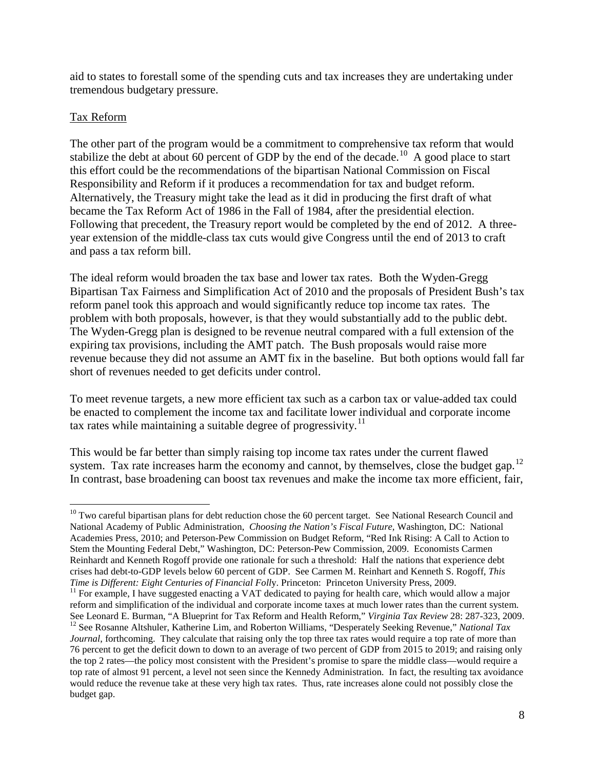aid to states to forestall some of the spending cuts and tax increases they are undertaking under tremendous budgetary pressure.

## Tax Reform

The other part of the program would be a commitment to comprehensive tax reform that would stabilize the debt at about 60 percent of GDP by the end of the decade.[10] A good place to start this effort could be the recommendations of the bipartisan National Commission on Fiscal Responsibility and Reform if it produces a recommendation for tax and budget reform. Alternatively, the Treasury might take the lead as it did in producing the first draft of what became the Tax Reform Act of 1986 in the Fall of 1984, after the presidential election. Following that precedent, the Treasury report would be completed by the end of 2012. A three-year extension of the middle-class tax cuts would give Congress until the end of 2013 to craft and pass a tax reform bill.

The ideal reform would broaden the tax base and lower tax rates. Both the Wyden-Gregg Bipartisan Tax Fairness and Simplification Act of 2010 and the proposals of President Bush's tax reform panel took this approach and would significantly reduce top income tax rates. The problem with both proposals, however, is that they would substantially add to the public debt. The Wyden-Gregg plan is designed to be revenue neutral compared with a full extension of the expiring tax provisions, including the AMT patch. The Bush proposals would raise more revenue because they did not assume an AMT fix in the baseline. But both options would fall far short of revenues needed to get deficits under control.

To meet revenue targets, a new more efficient tax such as a carbon tax or value-added tax could be enacted to complement the income tax and facilitate lower individual and corporate income tax rates while maintaining a suitable degree of progressivity.[11]

This would be far better than simply raising top income tax rates under the current flawed system. Tax rate increases harm the economy and cannot, by themselves, close the budget gap.[12] In contrast, base broadening can boost tax revenues and make the income tax more efficient, fair,

---

[10] Two careful bipartisan plans for debt reduction chose the 60 percent target. See National Research Council and National Academy of Public Administration, *Choosing the Nation's Fiscal Future,* Washington, DC: National Academies Press, 2010; and Peterson-Pew Commission on Budget Reform, "Red Ink Rising: A Call to Action to Stem the Mounting Federal Debt," Washington, DC: Peterson-Pew Commission, 2009. Economists Carmen Reinhardt and Kenneth Rogoff provide one rationale for such a threshold: Half the nations that experience debt crises had debt-to-GDP levels below 60 percent of GDP. See Carmen M. Reinhart and Kenneth S. Rogoff, *This Time is Different: Eight Centuries of Financial Folly*. Princeton: Princeton University Press, 2009.

[11] For example, I have suggested enacting a VAT dedicated to paying for health care, which would allow a major reform and simplification of the individual and corporate income taxes at much lower rates than the current system. See Leonard E. Burman, "A Blueprint for Tax Reform and Health Reform," *Virginia Tax Review* 28: 287-323, 2009.

[12] See Rosanne Altshuler, Katherine Lim, and Roberton Williams, "Desperately Seeking Revenue," *National Tax Journal*, forthcoming. They calculate that raising only the top three tax rates would require a top rate of more than 76 percent to get the deficit down to down to an average of two percent of GDP from 2015 to 2019; and raising only the top 2 rates—the policy most consistent with the President's promise to spare the middle class—would require a top rate of almost 91 percent, a level not seen since the Kennedy Administration. In fact, the resulting tax avoidance would reduce the revenue take at these very high tax rates. Thus, rate increases alone could not possibly close the budget gap.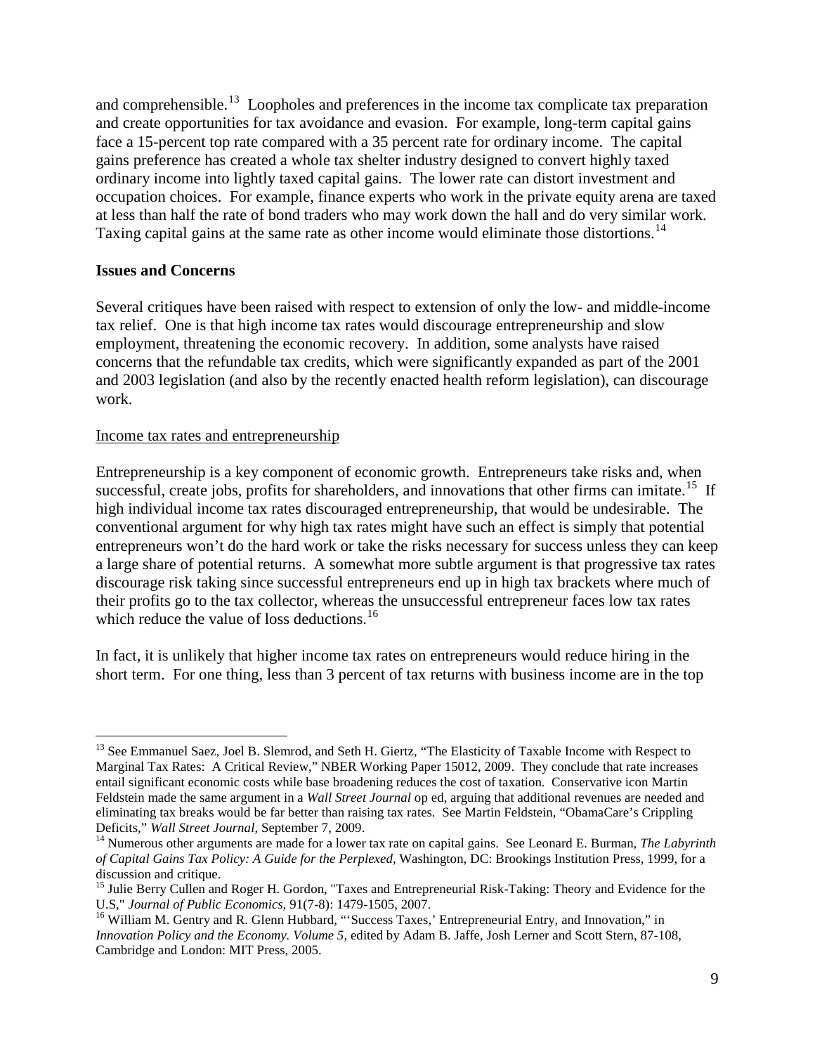and comprehensible.[13] Loopholes and preferences in the income tax complicate tax preparation and create opportunities for tax avoidance and evasion. For example, long-term capital gains face a 15-percent top rate compared with a 35 percent rate for ordinary income. The capital gains preference has created a whole tax shelter industry designed to convert highly taxed ordinary income into lightly taxed capital gains. The lower rate can distort investment and occupation choices. For example, finance experts who work in the private equity arena are taxed at less than half the rate of bond traders who may work down the hall and do very similar work. Taxing capital gains at the same rate as other income would eliminate those distortions.[14]

**Issues and Concerns**

Several critiques have been raised with respect to extension of only the low- and middle-income tax relief. One is that high income tax rates would discourage entrepreneurship and slow employment, threatening the economic recovery. In addition, some analysts have raised concerns that the refundable tax credits, which were significantly expanded as part of the 2001 and 2003 legislation (and also by the recently enacted health reform legislation), can discourage work.

<u>Income tax rates and entrepreneurship</u>

Entrepreneurship is a key component of economic growth. Entrepreneurs take risks and, when successful, create jobs, profits for shareholders, and innovations that other firms can imitate.[15] If high individual income tax rates discouraged entrepreneurship, that would be undesirable. The conventional argument for why high tax rates might have such an effect is simply that potential entrepreneurs won't do the hard work or take the risks necessary for success unless they can keep a large share of potential returns. A somewhat more subtle argument is that progressive tax rates discourage risk taking since successful entrepreneurs end up in high tax brackets where much of their profits go to the tax collector, whereas the unsuccessful entrepreneur faces low tax rates which reduce the value of loss deductions.[16]

In fact, it is unlikely that higher income tax rates on entrepreneurs would reduce hiring in the short term. For one thing, less than 3 percent of tax returns with business income are in the top

---

[13] See Emmanuel Saez, Joel B. Slemrod, and Seth H. Giertz, "The Elasticity of Taxable Income with Respect to Marginal Tax Rates: A Critical Review," NBER Working Paper 15012, 2009. They conclude that rate increases entail significant economic costs while base broadening reduces the cost of taxation. Conservative icon Martin Feldstein made the same argument in a *Wall Street Journal* op ed, arguing that additional revenues are needed and eliminating tax breaks would be far better than raising tax rates. See Martin Feldstein, "ObamaCare's Crippling Deficits," *Wall Street Journal*, September 7, 2009.

[14] Numerous other arguments are made for a lower tax rate on capital gains. See Leonard E. Burman, *The Labyrinth of Capital Gains Tax Policy: A Guide for the Perplexed*, Washington, DC: Brookings Institution Press, 1999, for a discussion and critique.

[15] Julie Berry Cullen and Roger H. Gordon, "Taxes and Entrepreneurial Risk-Taking: Theory and Evidence for the U.S," *Journal of Public Economics*, 91(7-8): 1479-1505, 2007.

[16] William M. Gentry and R. Glenn Hubbard, "'Success Taxes,' Entrepreneurial Entry, and Innovation," in *Innovation Policy and the Economy. Volume 5*, edited by Adam B. Jaffe, Josh Lerner and Scott Stern, 87-108, Cambridge and London: MIT Press, 2005.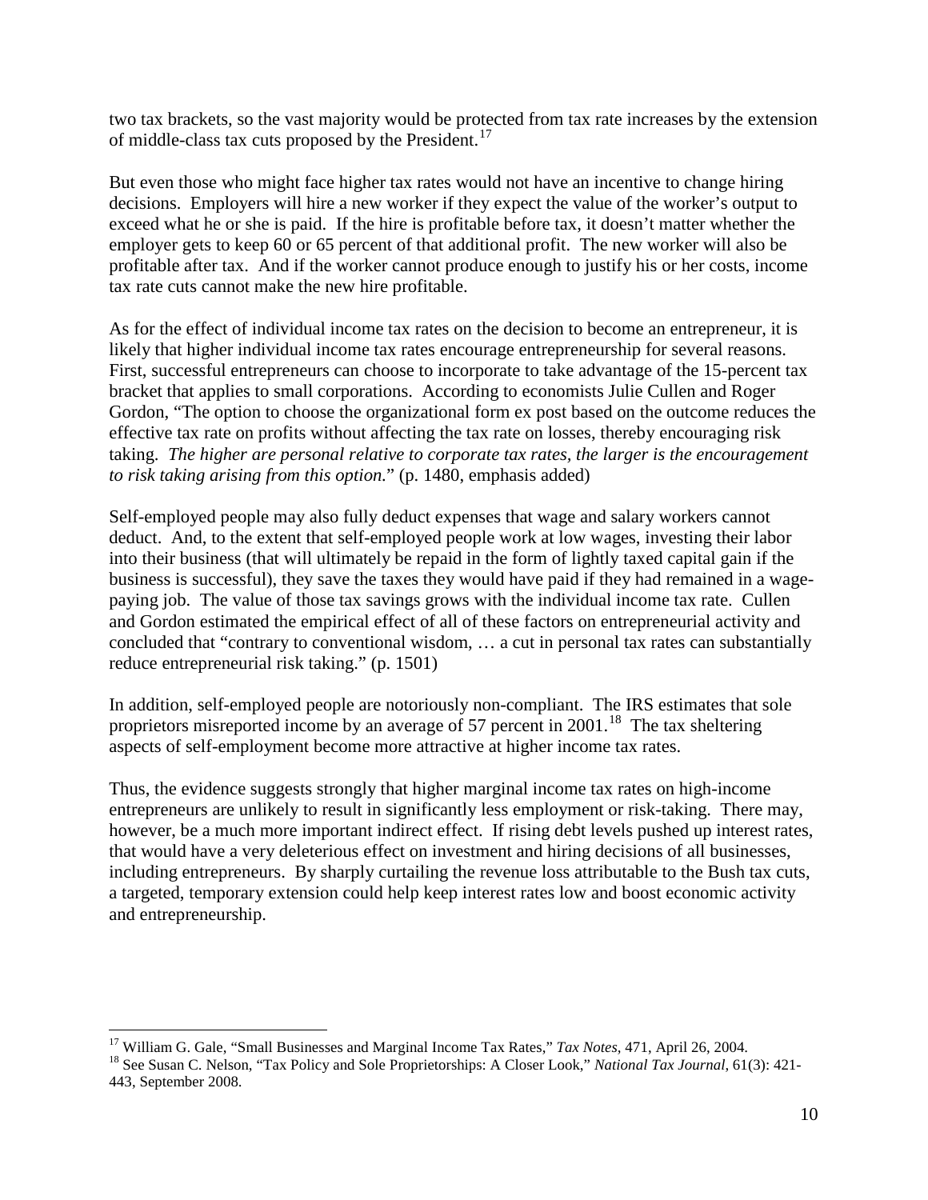two tax brackets, so the vast majority would be protected from tax rate increases by the extension of middle-class tax cuts proposed by the President.[17]

But even those who might face higher tax rates would not have an incentive to change hiring decisions. Employers will hire a new worker if they expect the value of the worker's output to exceed what he or she is paid. If the hire is profitable before tax, it doesn't matter whether the employer gets to keep 60 or 65 percent of that additional profit. The new worker will also be profitable after tax. And if the worker cannot produce enough to justify his or her costs, income tax rate cuts cannot make the new hire profitable.

As for the effect of individual income tax rates on the decision to become an entrepreneur, it is likely that higher individual income tax rates encourage entrepreneurship for several reasons. First, successful entrepreneurs can choose to incorporate to take advantage of the 15-percent tax bracket that applies to small corporations. According to economists Julie Cullen and Roger Gordon, "The option to choose the organizational form ex post based on the outcome reduces the effective tax rate on profits without affecting the tax rate on losses, thereby encouraging risk taking. *The higher are personal relative to corporate tax rates, the larger is the encouragement to risk taking arising from this option.*" (p. 1480, emphasis added)

Self-employed people may also fully deduct expenses that wage and salary workers cannot deduct. And, to the extent that self-employed people work at low wages, investing their labor into their business (that will ultimately be repaid in the form of lightly taxed capital gain if the business is successful), they save the taxes they would have paid if they had remained in a wage-paying job. The value of those tax savings grows with the individual income tax rate. Cullen and Gordon estimated the empirical effect of all of these factors on entrepreneurial activity and concluded that "contrary to conventional wisdom, … a cut in personal tax rates can substantially reduce entrepreneurial risk taking." (p. 1501)

In addition, self-employed people are notoriously non-compliant. The IRS estimates that sole proprietors misreported income by an average of 57 percent in 2001.[18] The tax sheltering aspects of self-employment become more attractive at higher income tax rates.

Thus, the evidence suggests strongly that higher marginal income tax rates on high-income entrepreneurs are unlikely to result in significantly less employment or risk-taking. There may, however, be a much more important indirect effect. If rising debt levels pushed up interest rates, that would have a very deleterious effect on investment and hiring decisions of all businesses, including entrepreneurs. By sharply curtailing the revenue loss attributable to the Bush tax cuts, a targeted, temporary extension could help keep interest rates low and boost economic activity and entrepreneurship.

---

[17] William G. Gale, "Small Businesses and Marginal Income Tax Rates," *Tax Notes*, 471, April 26, 2004.

[18] See Susan C. Nelson, "Tax Policy and Sole Proprietorships: A Closer Look," *National Tax Journal*, 61(3): 421-443, September 2008.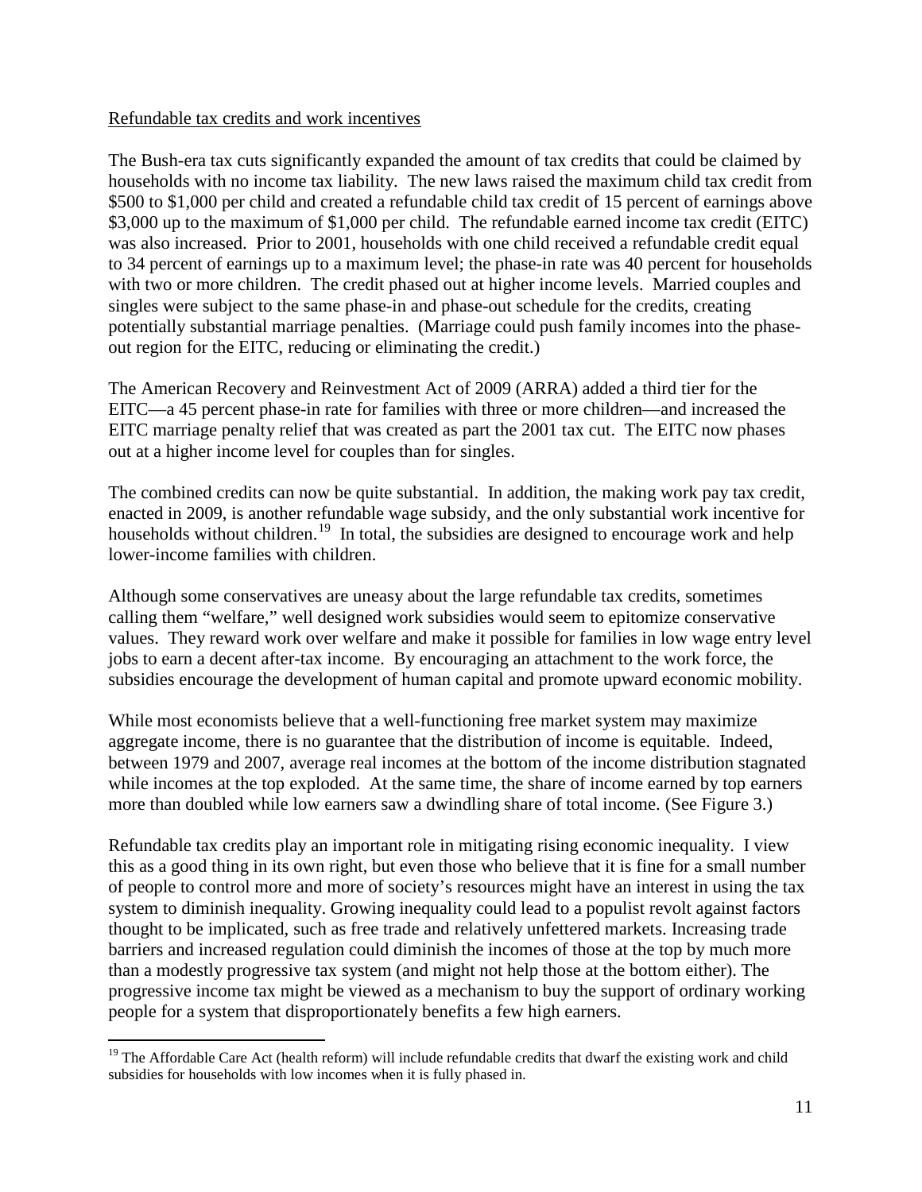Refundable tax credits and work incentives

The Bush-era tax cuts significantly expanded the amount of tax credits that could be claimed by households with no income tax liability. The new laws raised the maximum child tax credit from \$500 to \$1,000 per child and created a refundable child tax credit of 15 percent of earnings above \$3,000 up to the maximum of \$1,000 per child. The refundable earned income tax credit (EITC) was also increased. Prior to 2001, households with one child received a refundable credit equal to 34 percent of earnings up to a maximum level; the phase-in rate was 40 percent for households with two or more children. The credit phased out at higher income levels. Married couples and singles were subject to the same phase-in and phase-out schedule for the credits, creating potentially substantial marriage penalties. (Marriage could push family incomes into the phase-out region for the EITC, reducing or eliminating the credit.)

The American Recovery and Reinvestment Act of 2009 (ARRA) added a third tier for the EITC—a 45 percent phase-in rate for families with three or more children—and increased the EITC marriage penalty relief that was created as part the 2001 tax cut. The EITC now phases out at a higher income level for couples than for singles.

The combined credits can now be quite substantial. In addition, the making work pay tax credit, enacted in 2009, is another refundable wage subsidy, and the only substantial work incentive for households without children.[19] In total, the subsidies are designed to encourage work and help lower-income families with children.

Although some conservatives are uneasy about the large refundable tax credits, sometimes calling them "welfare," well designed work subsidies would seem to epitomize conservative values. They reward work over welfare and make it possible for families in low wage entry level jobs to earn a decent after-tax income. By encouraging an attachment to the work force, the subsidies encourage the development of human capital and promote upward economic mobility.

While most economists believe that a well-functioning free market system may maximize aggregate income, there is no guarantee that the distribution of income is equitable. Indeed, between 1979 and 2007, average real incomes at the bottom of the income distribution stagnated while incomes at the top exploded. At the same time, the share of income earned by top earners more than doubled while low earners saw a dwindling share of total income. (See Figure 3.)

Refundable tax credits play an important role in mitigating rising economic inequality. I view this as a good thing in its own right, but even those who believe that it is fine for a small number of people to control more and more of society's resources might have an interest in using the tax system to diminish inequality. Growing inequality could lead to a populist revolt against factors thought to be implicated, such as free trade and relatively unfettered markets. Increasing trade barriers and increased regulation could diminish the incomes of those at the top by much more than a modestly progressive tax system (and might not help those at the bottom either). The progressive income tax might be viewed as a mechanism to buy the support of ordinary working people for a system that disproportionately benefits a few high earners.

[19] The Affordable Care Act (health reform) will include refundable credits that dwarf the existing work and child subsidies for households with low incomes when it is fully phased in.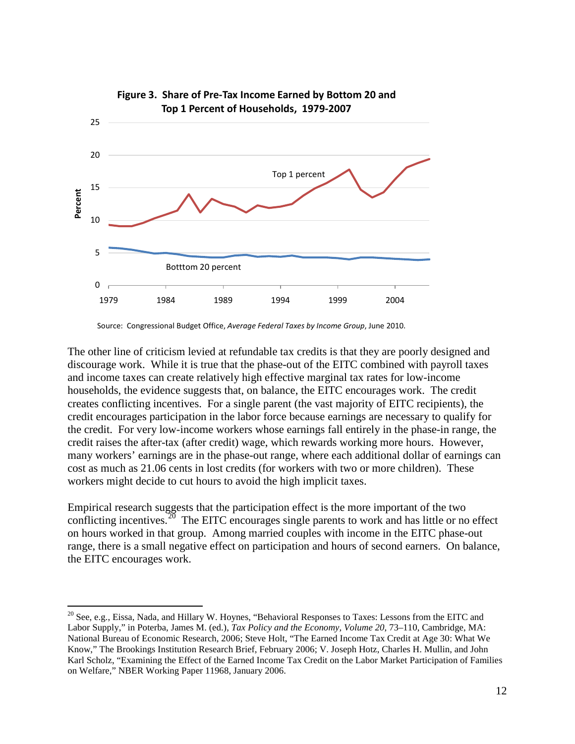**Figure 3. Share of Pre-Tax Income Earned by Bottom 20 and Top 1 Percent of Households, 1979-2007**

Source: Congressional Budget Office, *Average Federal Taxes by Income Group*, June 2010.

The other line of criticism levied at refundable tax credits is that they are poorly designed and discourage work. While it is true that the phase-out of the EITC combined with payroll taxes and income taxes can create relatively high effective marginal tax rates for low-income households, the evidence suggests that, on balance, the EITC encourages work. The credit creates conflicting incentives. For a single parent (the vast majority of EITC recipients), the credit encourages participation in the labor force because earnings are necessary to qualify for the credit. For very low-income workers whose earnings fall entirely in the phase-in range, the credit raises the after-tax (after credit) wage, which rewards working more hours. However, many workers' earnings are in the phase-out range, where each additional dollar of earnings can cost as much as 21.06 cents in lost credits (for workers with two or more children). These workers might decide to cut hours to avoid the high implicit taxes.

Empirical research suggests that the participation effect is the more important of the two conflicting incentives.[20] The EITC encourages single parents to work and has little or no effect on hours worked in that group. Among married couples with income in the EITC phase-out range, there is a small negative effect on participation and hours of second earners. On balance, the EITC encourages work.

---

[20] See, e.g., Eissa, Nada, and Hillary W. Hoynes, "Behavioral Responses to Taxes: Lessons from the EITC and Labor Supply," in Poterba, James M. (ed.), *Tax Policy and the Economy, Volume 20*, 73–110, Cambridge, MA: National Bureau of Economic Research, 2006; Steve Holt, "The Earned Income Tax Credit at Age 30: What We Know," The Brookings Institution Research Brief, February 2006; V. Joseph Hotz, Charles H. Mullin, and John Karl Scholz, "Examining the Effect of the Earned Income Tax Credit on the Labor Market Participation of Families on Welfare," NBER Working Paper 11968, January 2006.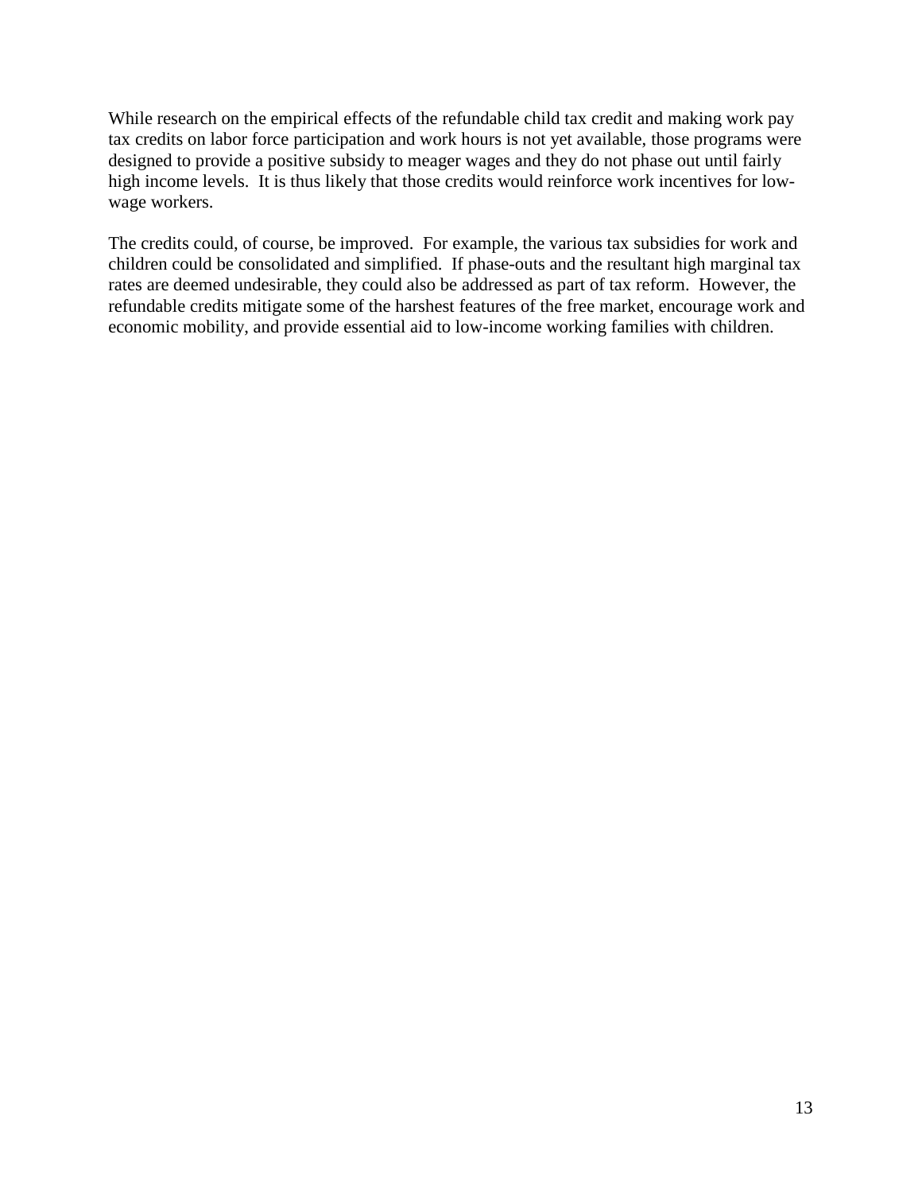While research on the empirical effects of the refundable child tax credit and making work pay tax credits on labor force participation and work hours is not yet available, those programs were designed to provide a positive subsidy to meager wages and they do not phase out until fairly high income levels. It is thus likely that those credits would reinforce work incentives for low-wage workers.

The credits could, of course, be improved. For example, the various tax subsidies for work and children could be consolidated and simplified. If phase-outs and the resultant high marginal tax rates are deemed undesirable, they could also be addressed as part of tax reform. However, the refundable credits mitigate some of the harshest features of the free market, encourage work and economic mobility, and provide essential aid to low-income working families with children.